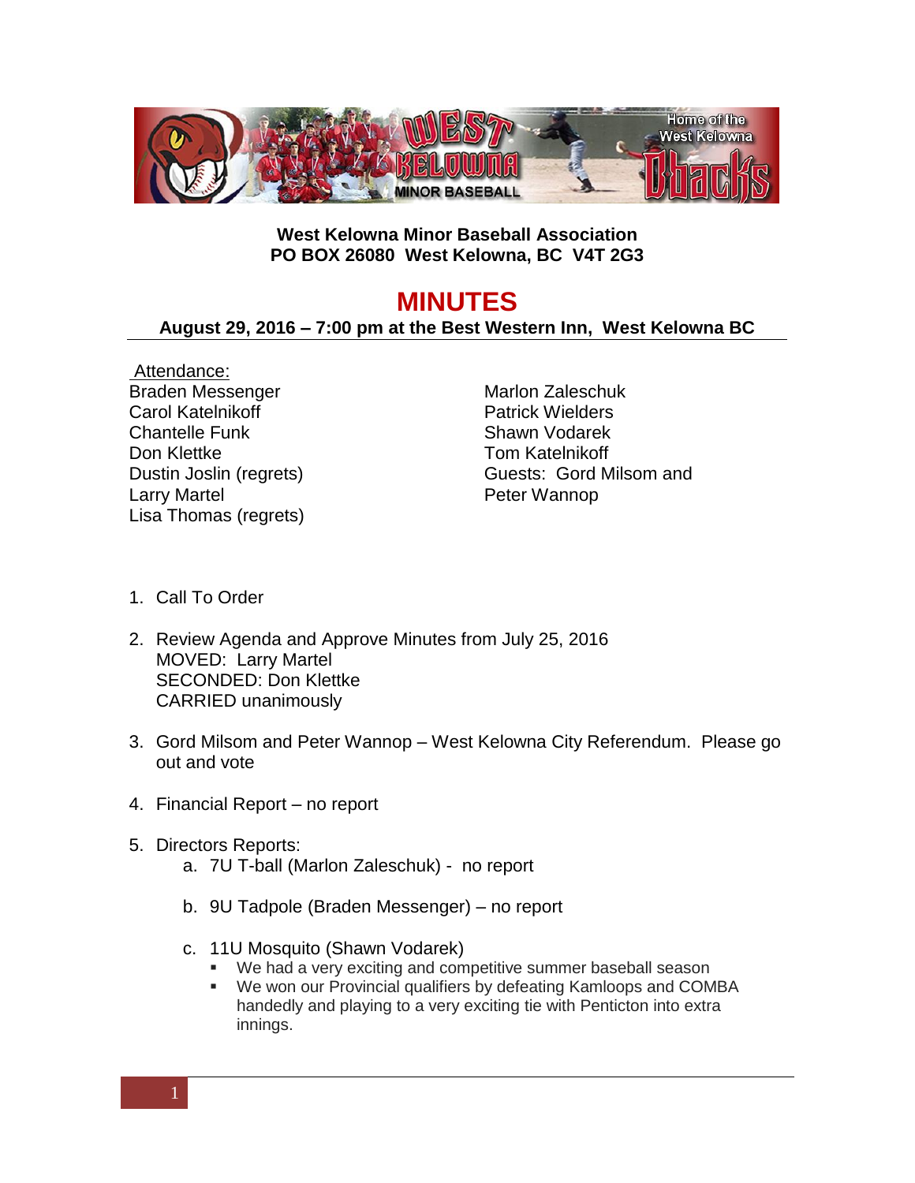**West Kelowna Minor Baseball Association**
**PO BOX 26080 West Kelowna, BC V4T 2G3**

# MINUTES

**August 29, 2016 – 7:00 pm at the Best Western Inn, West Kelowna BC**

Attendance:

Braden Messenger
Carol Katelnikoff
Chantelle Funk
Don Klettke
Dustin Joslin (regrets)
Larry Martel
Lisa Thomas (regrets)
Marlon Zaleschuk
Patrick Wielders
Shawn Vodarek
Tom Katelnikoff
Guests: Gord Milsom and Peter Wannop

1. Call To Order

2. Review Agenda and Approve Minutes from July 25, 2016
   MOVED: Larry Martel
   SECONDED: Don Klettke
   CARRIED unanimously

3. Gord Milsom and Peter Wannop – West Kelowna City Referendum. Please go out and vote

4. Financial Report – no report

5. Directors Reports:
   a. 7U T-ball (Marlon Zaleschuk) - no report

   b. 9U Tadpole (Braden Messenger) – no report

   c. 11U Mosquito (Shawn Vodarek)
      - We had a very exciting and competitive summer baseball season
      - We won our Provincial qualifiers by defeating Kamloops and COMBA handedly and playing to a very exciting tie with Penticton into extra innings.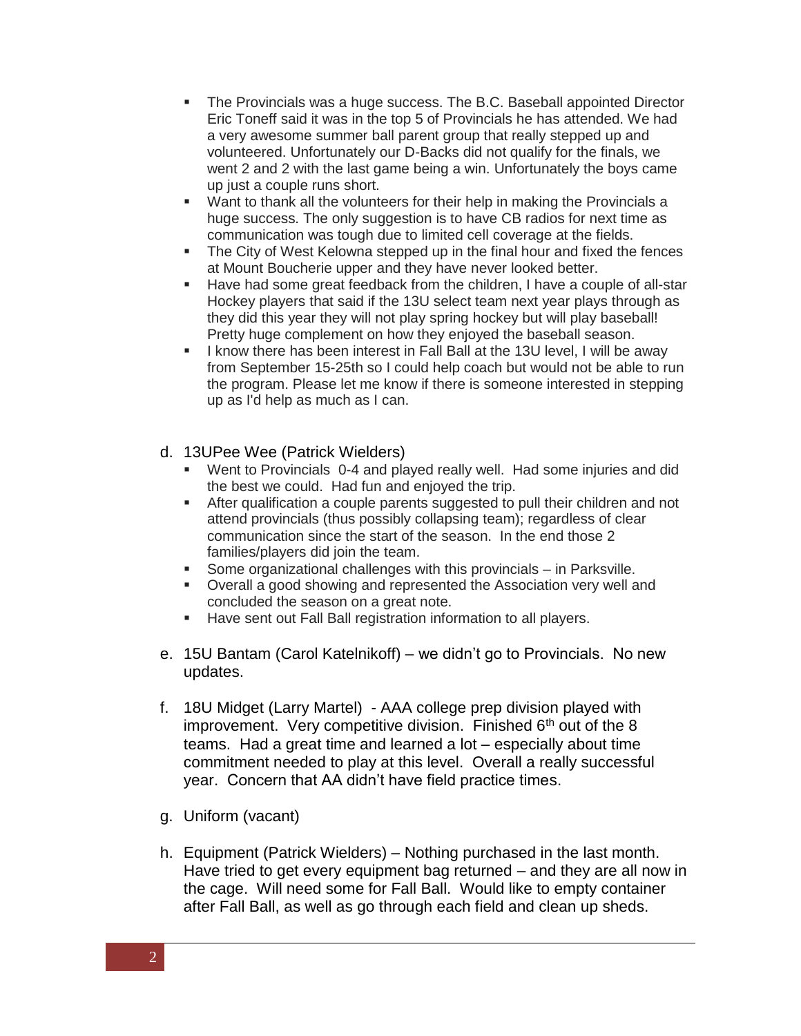- The Provincials was a huge success. The B.C. Baseball appointed Director Eric Toneff said it was in the top 5 of Provincials he has attended. We had a very awesome summer ball parent group that really stepped up and volunteered. Unfortunately our D-Backs did not qualify for the finals, we went 2 and 2 with the last game being a win. Unfortunately the boys came up just a couple runs short.
- Want to thank all the volunteers for their help in making the Provincials a huge success. The only suggestion is to have CB radios for next time as communication was tough due to limited cell coverage at the fields.
- The City of West Kelowna stepped up in the final hour and fixed the fences at Mount Boucherie upper and they have never looked better.
- Have had some great feedback from the children, I have a couple of all-star Hockey players that said if the 13U select team next year plays through as they did this year they will not play spring hockey but will play baseball! Pretty huge complement on how they enjoyed the baseball season.
- I know there has been interest in Fall Ball at the 13U level, I will be away from September 15-25th so I could help coach but would not be able to run the program. Please let me know if there is someone interested in stepping up as I'd help as much as I can.

d. 13UPee Wee (Patrick Wielders)
   - Went to Provincials 0-4 and played really well. Had some injuries and did the best we could. Had fun and enjoyed the trip.
   - After qualification a couple parents suggested to pull their children and not attend provincials (thus possibly collapsing team); regardless of clear communication since the start of the season. In the end those 2 families/players did join the team.
   - Some organizational challenges with this provincials – in Parksville.
   - Overall a good showing and represented the Association very well and concluded the season on a great note.
   - Have sent out Fall Ball registration information to all players.

e. 15U Bantam (Carol Katelnikoff) – we didn't go to Provincials. No new updates.

f. 18U Midget (Larry Martel) - AAA college prep division played with improvement. Very competitive division. Finished 6th out of the 8 teams. Had a great time and learned a lot – especially about time commitment needed to play at this level. Overall a really successful year. Concern that AA didn't have field practice times.

g. Uniform (vacant)

h. Equipment (Patrick Wielders) – Nothing purchased in the last month. Have tried to get every equipment bag returned – and they are all now in the cage. Will need some for Fall Ball. Would like to empty container after Fall Ball, as well as go through each field and clean up sheds.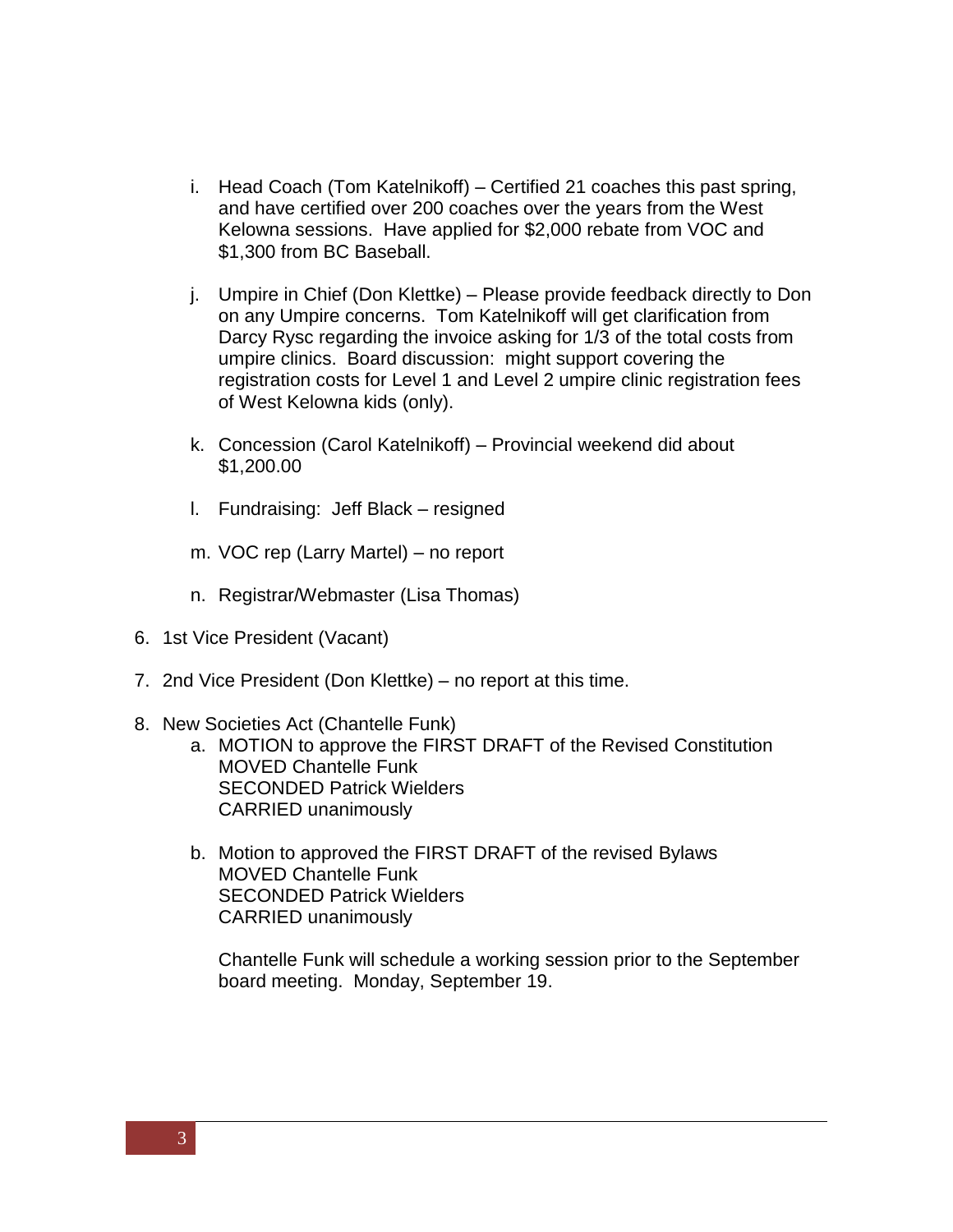i. Head Coach (Tom Katelnikoff) – Certified 21 coaches this past spring, and have certified over 200 coaches over the years from the West Kelowna sessions. Have applied for $2,000 rebate from VOC and $1,300 from BC Baseball.

j. Umpire in Chief (Don Klettke) – Please provide feedback directly to Don on any Umpire concerns. Tom Katelnikoff will get clarification from Darcy Rysc regarding the invoice asking for 1/3 of the total costs from umpire clinics. Board discussion: might support covering the registration costs for Level 1 and Level 2 umpire clinic registration fees of West Kelowna kids (only).

k. Concession (Carol Katelnikoff) – Provincial weekend did about $1,200.00

l. Fundraising: Jeff Black – resigned

m. VOC rep (Larry Martel) – no report

n. Registrar/Webmaster (Lisa Thomas)

6. 1st Vice President (Vacant)

7. 2nd Vice President (Don Klettke) – no report at this time.

8. New Societies Act (Chantelle Funk)
   a. MOTION to approve the FIRST DRAFT of the Revised Constitution
      MOVED Chantelle Funk
      SECONDED Patrick Wielders
      CARRIED unanimously

   b. Motion to approved the FIRST DRAFT of the revised Bylaws
      MOVED Chantelle Funk
      SECONDED Patrick Wielders
      CARRIED unanimously

      Chantelle Funk will schedule a working session prior to the September board meeting. Monday, September 19.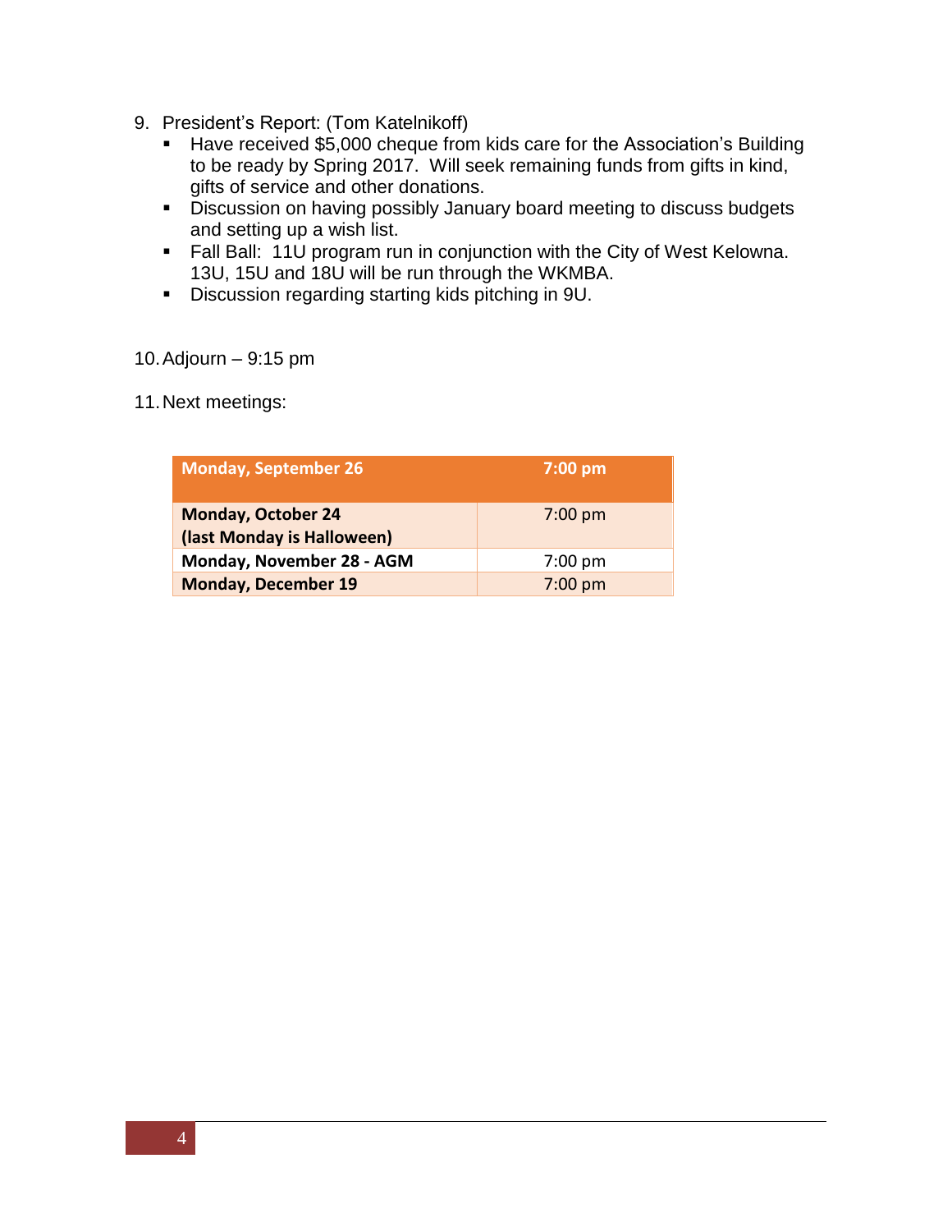9. President's Report: (Tom Katelnikoff)
   - Have received $5,000 cheque from kids care for the Association's Building to be ready by Spring 2017. Will seek remaining funds from gifts in kind, gifts of service and other donations.
   - Discussion on having possibly January board meeting to discuss budgets and setting up a wish list.
   - Fall Ball: 11U program run in conjunction with the City of West Kelowna. 13U, 15U and 18U will be run through the WKMBA.
   - Discussion regarding starting kids pitching in 9U.

10. Adjourn – 9:15 pm

11. Next meetings:

| Monday, September 26 | 7:00 pm |
|---|---|
| **Monday, October 24 (last Monday is Halloween)** | 7:00 pm |
| **Monday, November 28 - AGM** | 7:00 pm |
| **Monday, December 19** | 7:00 pm |